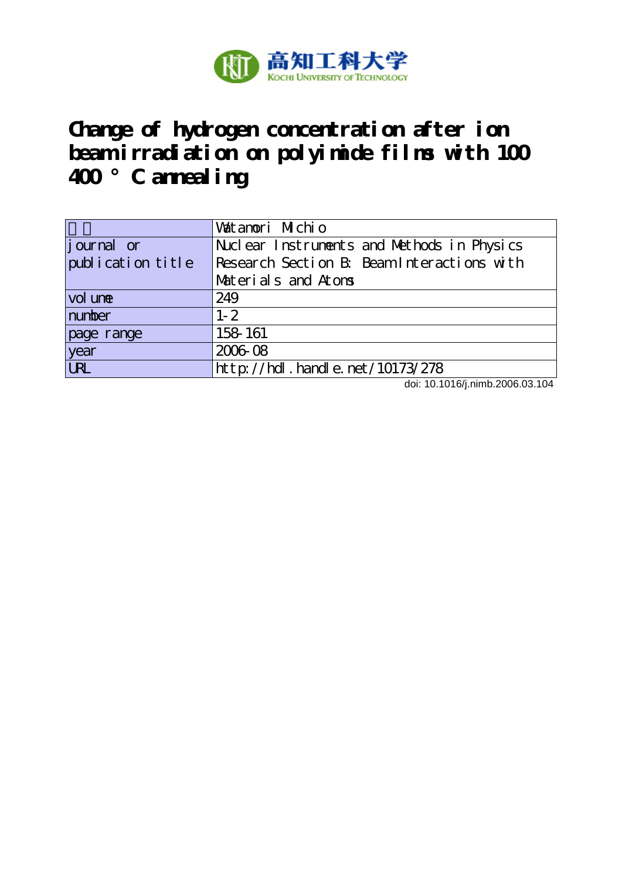高知工科大学
KOCHI UNIVERSITY OF TECHNOLOGY

# Change of hydrogen concentration after ion beam irradiation on polyimide films with 100 400 °C annealing

| | |
|---|---|
| 著者 | Watamori Michio |
| journal or publication title | Nuclear Instruments and Methods in Physics Research Section B: Beam Interactions with Materials and Atoms |
| volume | 249 |
| number | 1-2 |
| page range | 158-161 |
| year | 2006-08 |
| URL | http://hdl.handle.net/10173/278 |

doi: 10.1016/j.nimb.2006.03.104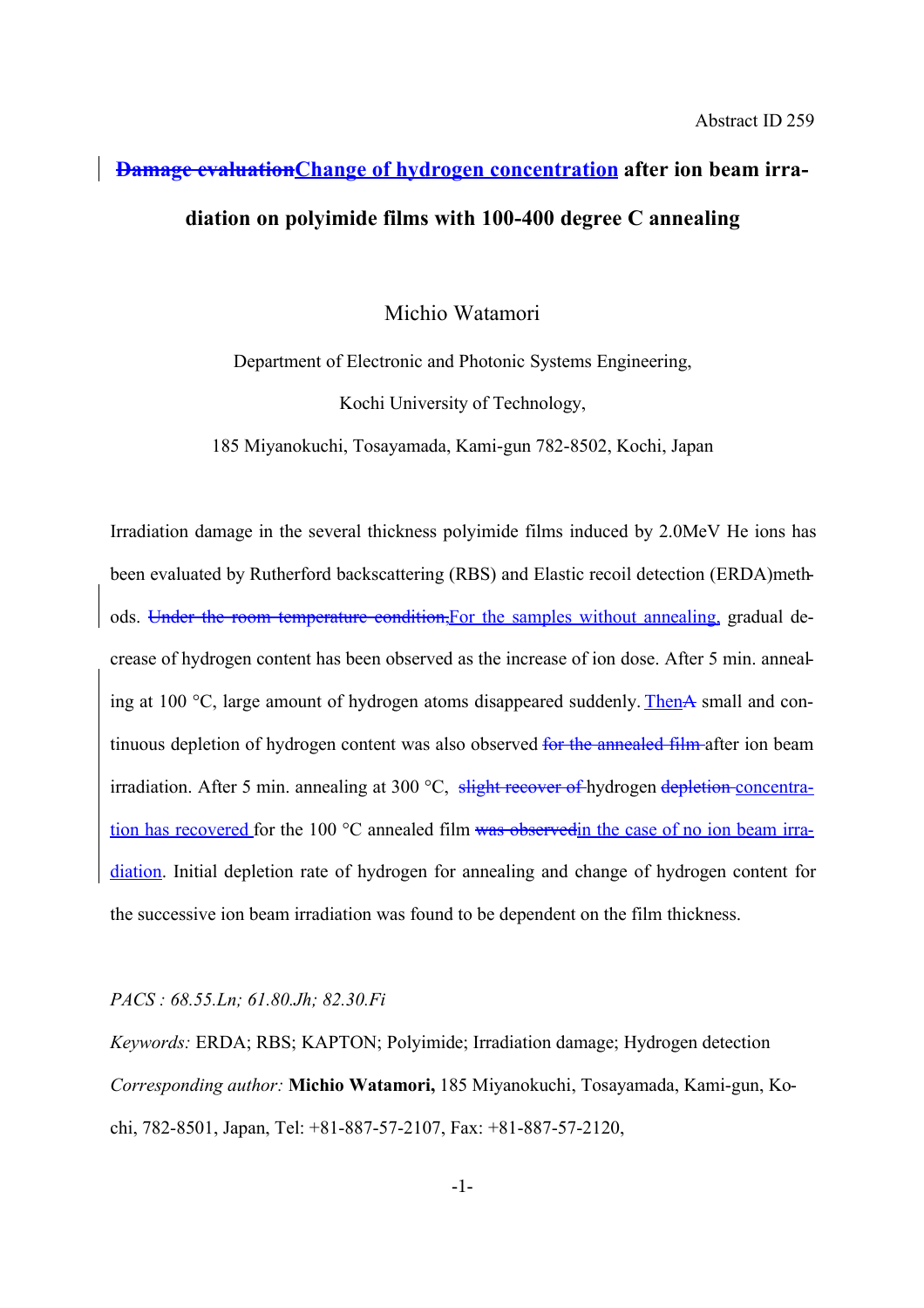Abstract ID 259

# ~~Damage evaluation~~Change of hydrogen concentration after ion beam irradiation on polyimide films with 100-400 degree C annealing

Michio Watamori

Department of Electronic and Photonic Systems Engineering,

Kochi University of Technology,

185 Miyanokuchi, Tosayamada, Kami-gun 782-8502, Kochi, Japan

Irradiation damage in the several thickness polyimide films induced by 2.0MeV He ions has been evaluated by Rutherford backscattering (RBS) and Elastic recoil detection (ERDA)methods. ~~Under the room temperature condition,~~For the samples without annealing, gradual decrease of hydrogen content has been observed as the increase of ion dose. After 5 min. annealing at 100 °C, large amount of hydrogen atoms disappeared suddenly. Then~~A~~ small and continuous depletion of hydrogen content was also observed ~~for the annealed film~~ after ion beam irradiation. After 5 min. annealing at 300 °C, ~~slight recover of~~ hydrogen ~~depletion~~ concentration has recovered for the 100 °C annealed film ~~was observed~~in the case of no ion beam irradiation. Initial depletion rate of hydrogen for annealing and change of hydrogen content for the successive ion beam irradiation was found to be dependent on the film thickness.

*PACS : 68.55.Ln; 61.80.Jh; 82.30.Fi*

*Keywords:* ERDA; RBS; KAPTON; Polyimide; Irradiation damage; Hydrogen detection

*Corresponding author:* **Michio Watamori,** 185 Miyanokuchi, Tosayamada, Kami-gun, Kochi, 782-8501, Japan, Tel: +81-887-57-2107, Fax: +81-887-57-2120,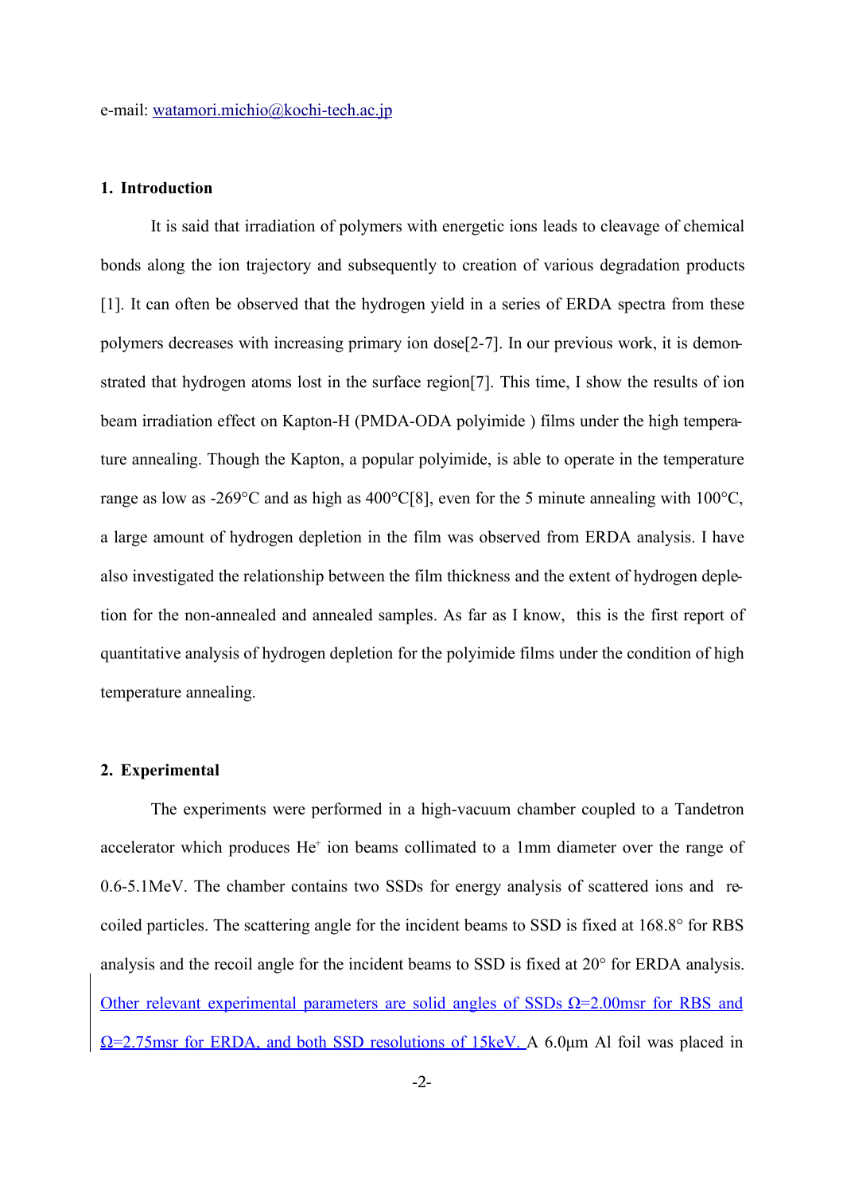e-mail: watamori.michio@kochi-tech.ac.jp

## 1. Introduction

It is said that irradiation of polymers with energetic ions leads to cleavage of chemical bonds along the ion trajectory and subsequently to creation of various degradation products [1]. It can often be observed that the hydrogen yield in a series of ERDA spectra from these polymers decreases with increasing primary ion dose[2-7]. In our previous work, it is demonstrated that hydrogen atoms lost in the surface region[7]. This time, I show the results of ion beam irradiation effect on Kapton-H (PMDA-ODA polyimide ) films under the high temperature annealing. Though the Kapton, a popular polyimide, is able to operate in the temperature range as low as -269°C and as high as 400°C[8], even for the 5 minute annealing with 100°C, a large amount of hydrogen depletion in the film was observed from ERDA analysis. I have also investigated the relationship between the film thickness and the extent of hydrogen depletion for the non-annealed and annealed samples. As far as I know, this is the first report of quantitative analysis of hydrogen depletion for the polyimide films under the condition of high temperature annealing.

## 2. Experimental

The experiments were performed in a high-vacuum chamber coupled to a Tandetron accelerator which produces $He^{+}$ ion beams collimated to a 1mm diameter over the range of 0.6-5.1MeV. The chamber contains two SSDs for energy analysis of scattered ions and recoiled particles. The scattering angle for the incident beams to SSD is fixed at 168.8° for RBS analysis and the recoil angle for the incident beams to SSD is fixed at 20° for ERDA analysis. Other relevant experimental parameters are solid angles of SSDs $\Omega$=2.00msr for RBS and $\Omega$=2.75msr for ERDA, and both SSD resolutions of 15keV. A 6.0μm Al foil was placed in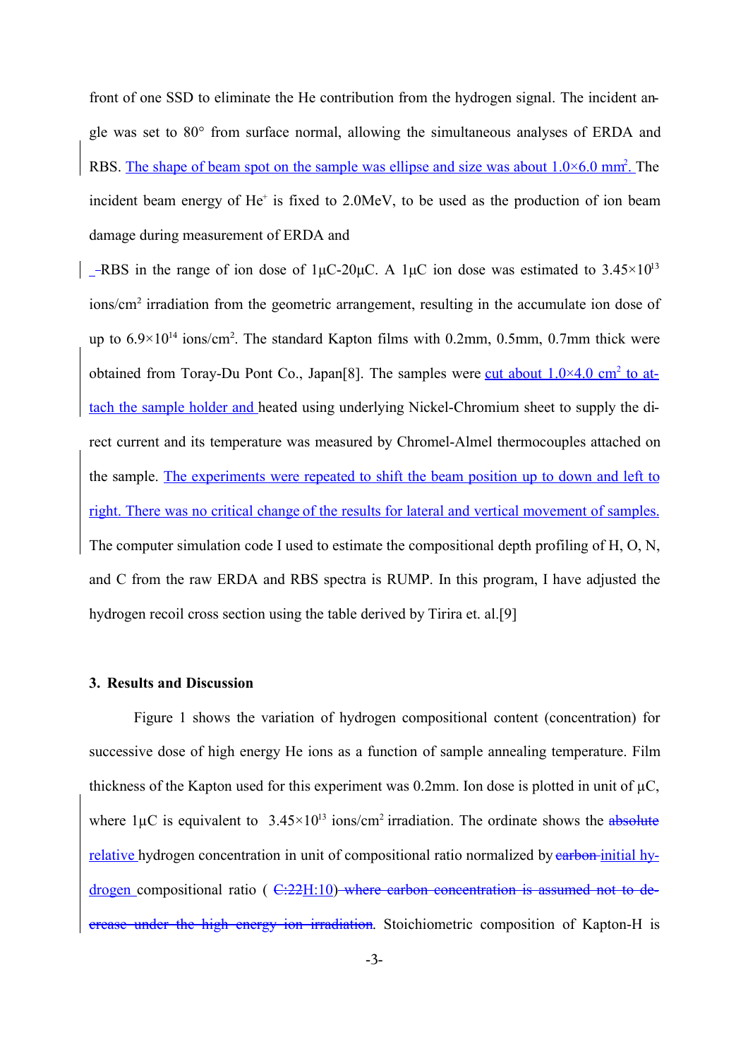front of one SSD to eliminate the He contribution from the hydrogen signal. The incident angle was set to 80° from surface normal, allowing the simultaneous analyses of ERDA and RBS. The shape of beam spot on the sample was ellipse and size was about 1.0×6.0 mm$^2$. The incident beam energy of He$^+$ is fixed to 2.0MeV, to be used as the production of ion beam damage during measurement of ERDA and

–RBS in the range of ion dose of 1μC-20μC. A 1μC ion dose was estimated to $3.45\times10^{13}$ ions/cm$^2$ irradiation from the geometric arrangement, resulting in the accumulate ion dose of up to $6.9\times10^{14}$ ions/cm$^2$. The standard Kapton films with 0.2mm, 0.5mm, 0.7mm thick were obtained from Toray-Du Pont Co., Japan[8]. The samples were cut about 1.0×4.0 cm$^2$ to attach the sample holder and heated using underlying Nickel-Chromium sheet to supply the direct current and its temperature was measured by Chromel-Almel thermocouples attached on the sample. The experiments were repeated to shift the beam position up to down and left to right. There was no critical change of the results for lateral and vertical movement of samples. The computer simulation code I used to estimate the compositional depth profiling of H, O, N, and C from the raw ERDA and RBS spectra is RUMP. In this program, I have adjusted the hydrogen recoil cross section using the table derived by Tirira et. al.[9]

### 3. Results and Discussion

Figure 1 shows the variation of hydrogen compositional content (concentration) for successive dose of high energy He ions as a function of sample annealing temperature. Film thickness of the Kapton used for this experiment was 0.2mm. Ion dose is plotted in unit of μC, where 1μC is equivalent to $3.45\times10^{13}$ ions/cm$^2$ irradiation. The ordinate shows the ~~absolute~~ relative hydrogen concentration in unit of compositional ratio normalized by ~~carbon~~ initial hydrogen compositional ratio ( ~~C:22~~H:10) ~~where carbon concentration is assumed not to decrease under the high energy ion irradiation~~. Stoichiometric composition of Kapton-H is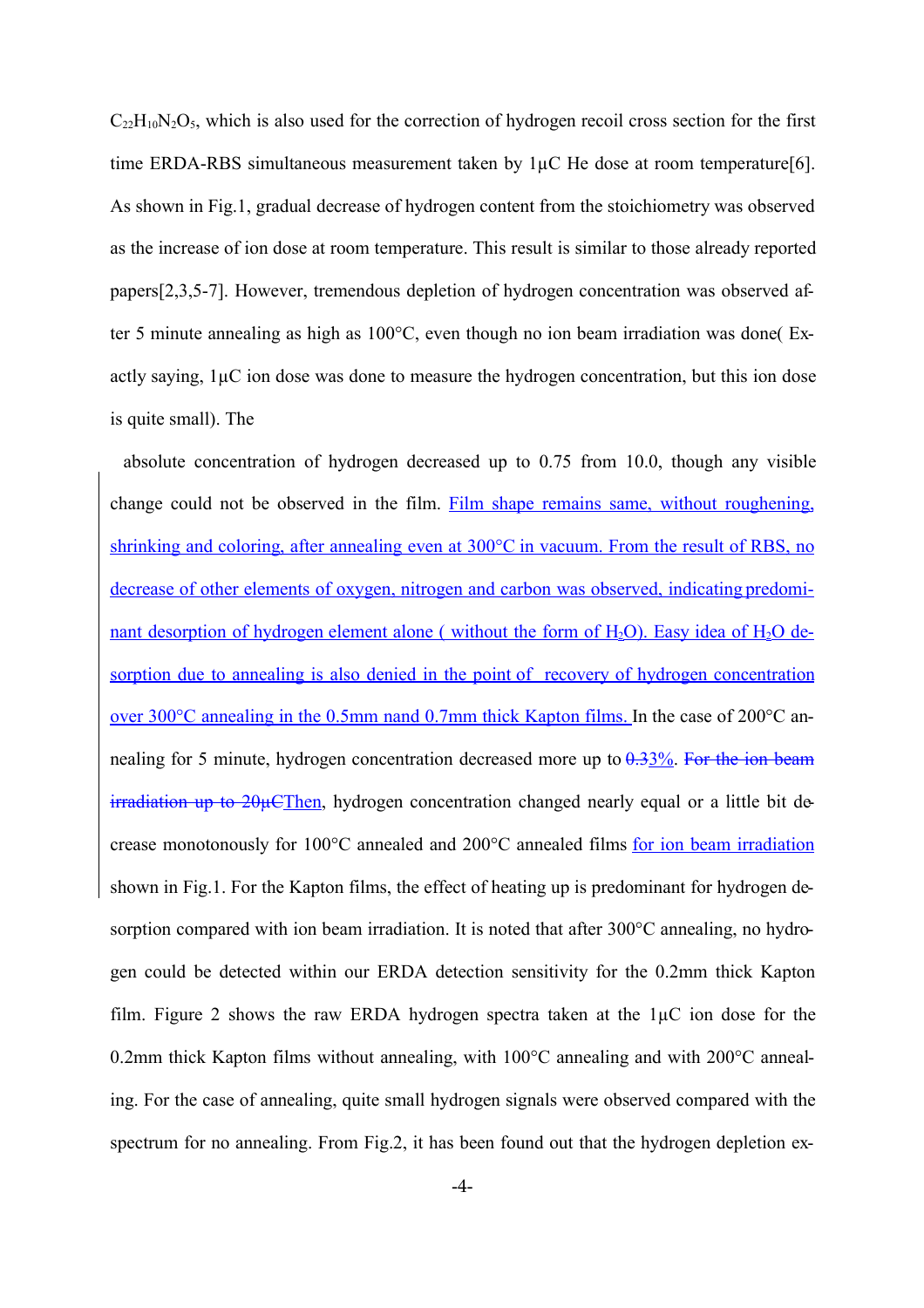$C_{22}H_{10}N_2O_5$, which is also used for the correction of hydrogen recoil cross section for the first time ERDA-RBS simultaneous measurement taken by 1μC He dose at room temperature[6]. As shown in Fig.1, gradual decrease of hydrogen content from the stoichiometry was observed as the increase of ion dose at room temperature. This result is similar to those already reported papers[2,3,5-7]. However, tremendous depletion of hydrogen concentration was observed after 5 minute annealing as high as 100°C, even though no ion beam irradiation was done( Exactly saying, 1μC ion dose was done to measure the hydrogen concentration, but this ion dose is quite small). The

absolute concentration of hydrogen decreased up to 0.75 from 10.0, though any visible change could not be observed in the film. Film shape remains same, without roughening, shrinking and coloring, after annealing even at 300°C in vacuum. From the result of RBS, no decrease of other elements of oxygen, nitrogen and carbon was observed, indicating predominant desorption of hydrogen element alone ( without the form of $H_2O$). Easy idea of $H_2O$ desorption due to annealing is also denied in the point of recovery of hydrogen concentration over 300°C annealing in the 0.5mm nand 0.7mm thick Kapton films. In the case of 200°C annealing for 5 minute, hydrogen concentration decreased more up to ~~0.3~~3%. ~~For the ion beam irradiation up to 20μC~~Then, hydrogen concentration changed nearly equal or a little bit decrease monotonously for 100°C annealed and 200°C annealed films for ion beam irradiation shown in Fig.1. For the Kapton films, the effect of heating up is predominant for hydrogen desorption compared with ion beam irradiation. It is noted that after 300°C annealing, no hydrogen could be detected within our ERDA detection sensitivity for the 0.2mm thick Kapton film. Figure 2 shows the raw ERDA hydrogen spectra taken at the 1μC ion dose for the 0.2mm thick Kapton films without annealing, with 100°C annealing and with 200°C annealing. For the case of annealing, quite small hydrogen signals were observed compared with the spectrum for no annealing. From Fig.2, it has been found out that the hydrogen depletion ex-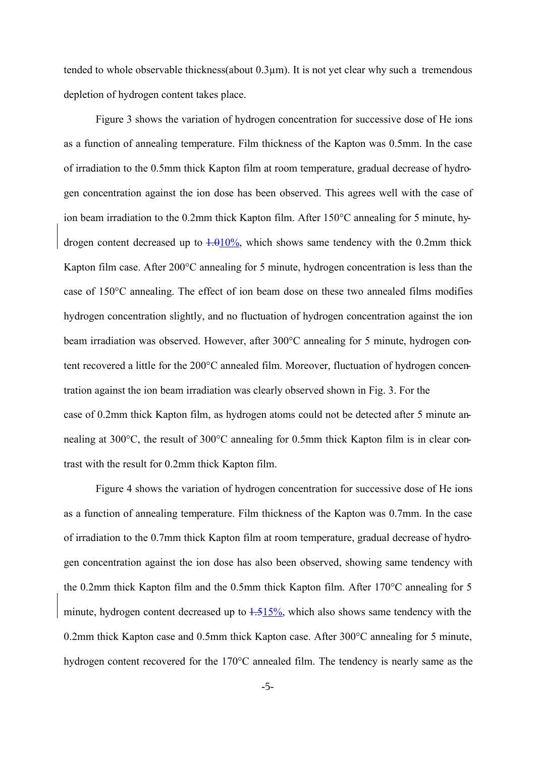tended to whole observable thickness(about 0.3μm). It is not yet clear why such a tremendous depletion of hydrogen content takes place.

Figure 3 shows the variation of hydrogen concentration for successive dose of He ions as a function of annealing temperature. Film thickness of the Kapton was 0.5mm. In the case of irradiation to the 0.5mm thick Kapton film at room temperature, gradual decrease of hydrogen concentration against the ion dose has been observed. This agrees well with the case of ion beam irradiation to the 0.2mm thick Kapton film. After 150°C annealing for 5 minute, hydrogen content decreased up to ~~1.0~~10%, which shows same tendency with the 0.2mm thick Kapton film case. After 200°C annealing for 5 minute, hydrogen concentration is less than the case of 150°C annealing. The effect of ion beam dose on these two annealed films modifies hydrogen concentration slightly, and no fluctuation of hydrogen concentration against the ion beam irradiation was observed. However, after 300°C annealing for 5 minute, hydrogen content recovered a little for the 200°C annealed film. Moreover, fluctuation of hydrogen concentration against the ion beam irradiation was clearly observed shown in Fig. 3. For the case of 0.2mm thick Kapton film, as hydrogen atoms could not be detected after 5 minute annealing at 300°C, the result of 300°C annealing for 0.5mm thick Kapton film is in clear contrast with the result for 0.2mm thick Kapton film.

Figure 4 shows the variation of hydrogen concentration for successive dose of He ions as a function of annealing temperature. Film thickness of the Kapton was 0.7mm. In the case of irradiation to the 0.7mm thick Kapton film at room temperature, gradual decrease of hydrogen concentration against the ion dose has also been observed, showing same tendency with the 0.2mm thick Kapton film and the 0.5mm thick Kapton film. After 170°C annealing for 5 minute, hydrogen content decreased up to ~~1.5~~15%, which also shows same tendency with the 0.2mm thick Kapton case and 0.5mm thick Kapton case. After 300°C annealing for 5 minute, hydrogen content recovered for the 170°C annealed film. The tendency is nearly same as the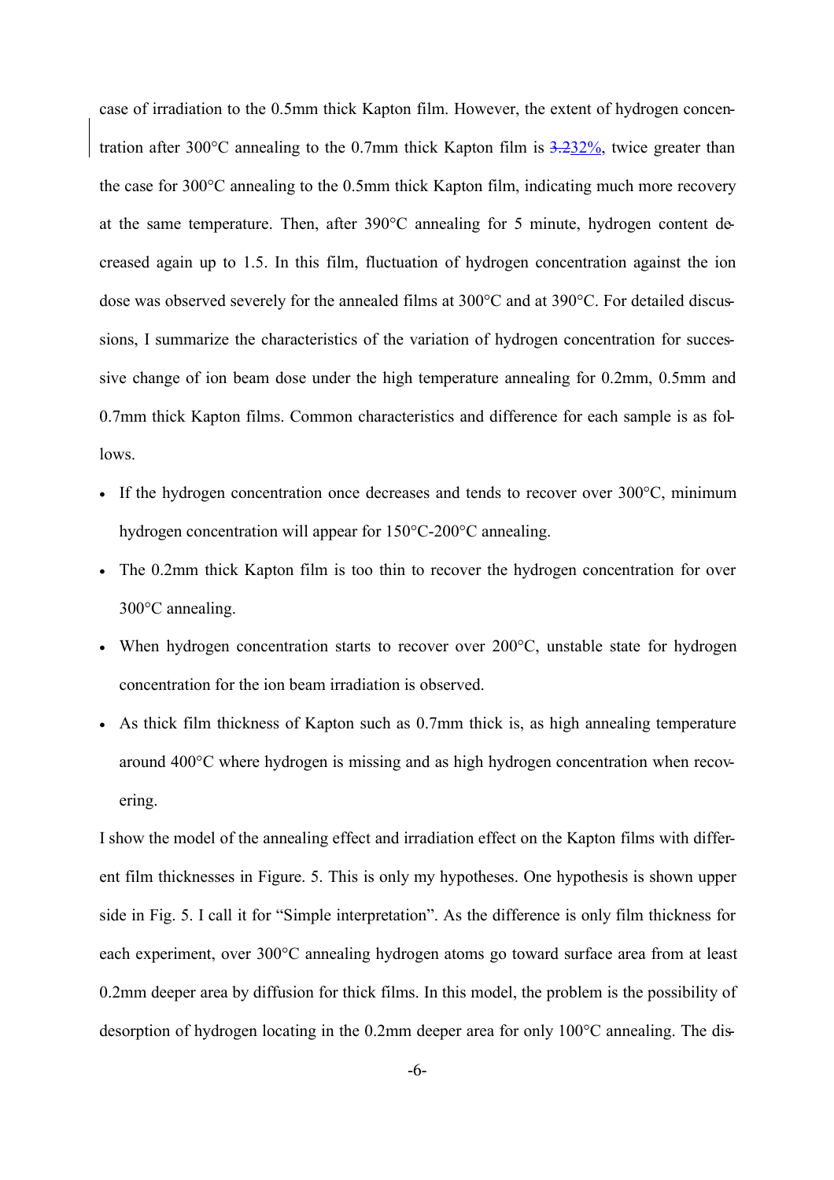case of irradiation to the 0.5mm thick Kapton film. However, the extent of hydrogen concentration after 300°C annealing to the 0.7mm thick Kapton film is ~~3.2~~32%, twice greater than the case for 300°C annealing to the 0.5mm thick Kapton film, indicating much more recovery at the same temperature. Then, after 390°C annealing for 5 minute, hydrogen content decreased again up to 1.5. In this film, fluctuation of hydrogen concentration against the ion dose was observed severely for the annealed films at 300°C and at 390°C. For detailed discussions, I summarize the characteristics of the variation of hydrogen concentration for successive change of ion beam dose under the high temperature annealing for 0.2mm, 0.5mm and 0.7mm thick Kapton films. Common characteristics and difference for each sample is as follows.

- If the hydrogen concentration once decreases and tends to recover over 300°C, minimum hydrogen concentration will appear for 150°C-200°C annealing.
- The 0.2mm thick Kapton film is too thin to recover the hydrogen concentration for over 300°C annealing.
- When hydrogen concentration starts to recover over 200°C, unstable state for hydrogen concentration for the ion beam irradiation is observed.
- As thick film thickness of Kapton such as 0.7mm thick is, as high annealing temperature around 400°C where hydrogen is missing and as high hydrogen concentration when recovering.

I show the model of the annealing effect and irradiation effect on the Kapton films with different film thicknesses in Figure. 5. This is only my hypotheses. One hypothesis is shown upper side in Fig. 5. I call it for "Simple interpretation". As the difference is only film thickness for each experiment, over 300°C annealing hydrogen atoms go toward surface area from at least 0.2mm deeper area by diffusion for thick films. In this model, the problem is the possibility of desorption of hydrogen locating in the 0.2mm deeper area for only 100°C annealing. The dis-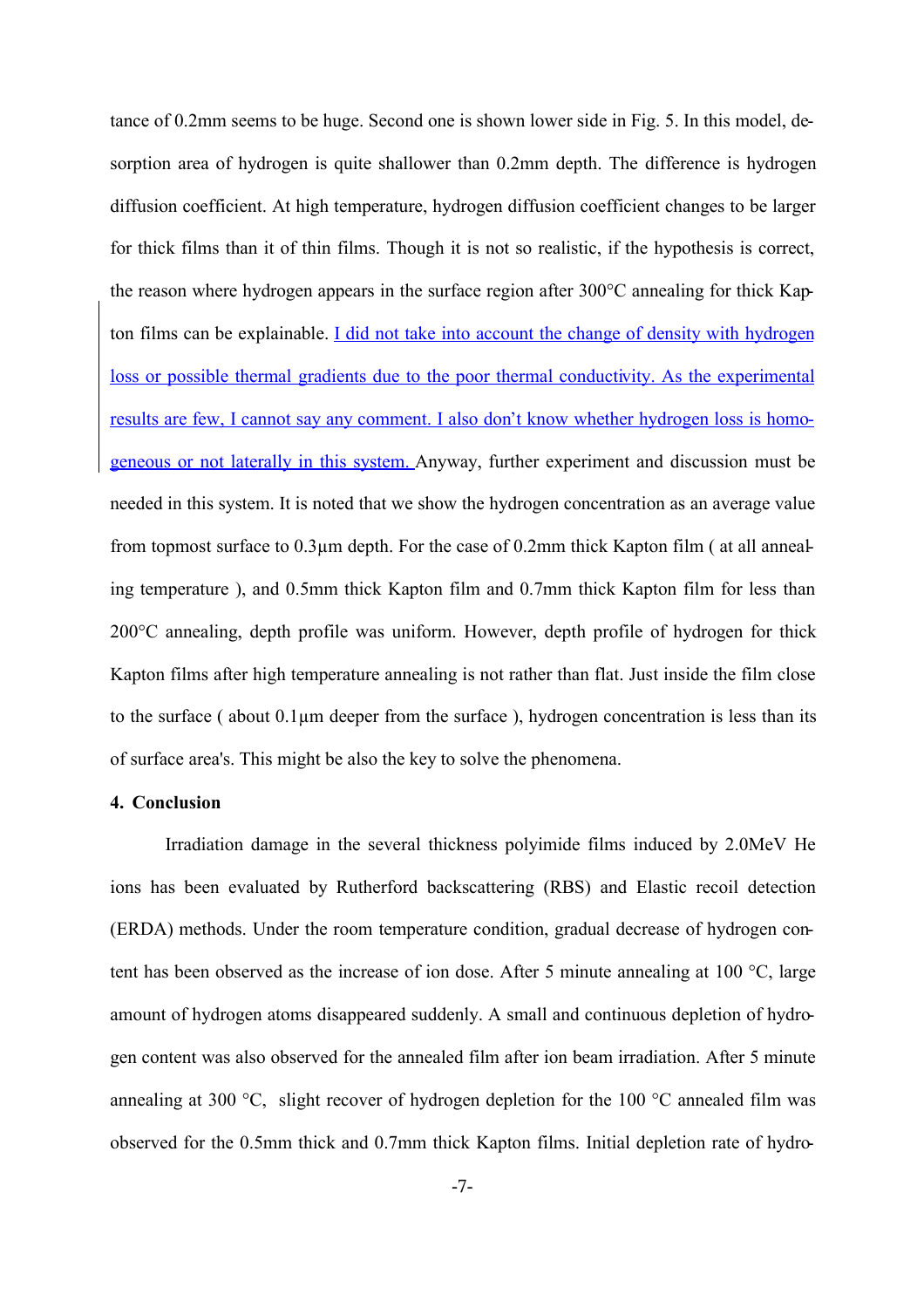tance of 0.2mm seems to be huge. Second one is shown lower side in Fig. 5. In this model, desorption area of hydrogen is quite shallower than 0.2mm depth. The difference is hydrogen diffusion coefficient. At high temperature, hydrogen diffusion coefficient changes to be larger for thick films than it of thin films. Though it is not so realistic, if the hypothesis is correct, the reason where hydrogen appears in the surface region after 300°C annealing for thick Kapton films can be explainable. I did not take into account the change of density with hydrogen loss or possible thermal gradients due to the poor thermal conductivity. As the experimental results are few, I cannot say any comment. I also don't know whether hydrogen loss is homogeneous or not laterally in this system. Anyway, further experiment and discussion must be needed in this system. It is noted that we show the hydrogen concentration as an average value from topmost surface to 0.3μm depth. For the case of 0.2mm thick Kapton film ( at all annealing temperature ), and 0.5mm thick Kapton film and 0.7mm thick Kapton film for less than 200°C annealing, depth profile was uniform. However, depth profile of hydrogen for thick Kapton films after high temperature annealing is not rather than flat. Just inside the film close to the surface ( about 0.1μm deeper from the surface ), hydrogen concentration is less than its of surface area's. This might be also the key to solve the phenomena.

## 4. Conclusion

Irradiation damage in the several thickness polyimide films induced by 2.0MeV He ions has been evaluated by Rutherford backscattering (RBS) and Elastic recoil detection (ERDA) methods. Under the room temperature condition, gradual decrease of hydrogen content has been observed as the increase of ion dose. After 5 minute annealing at 100 °C, large amount of hydrogen atoms disappeared suddenly. A small and continuous depletion of hydrogen content was also observed for the annealed film after ion beam irradiation. After 5 minute annealing at 300 °C, slight recover of hydrogen depletion for the 100 °C annealed film was observed for the 0.5mm thick and 0.7mm thick Kapton films. Initial depletion rate of hydro-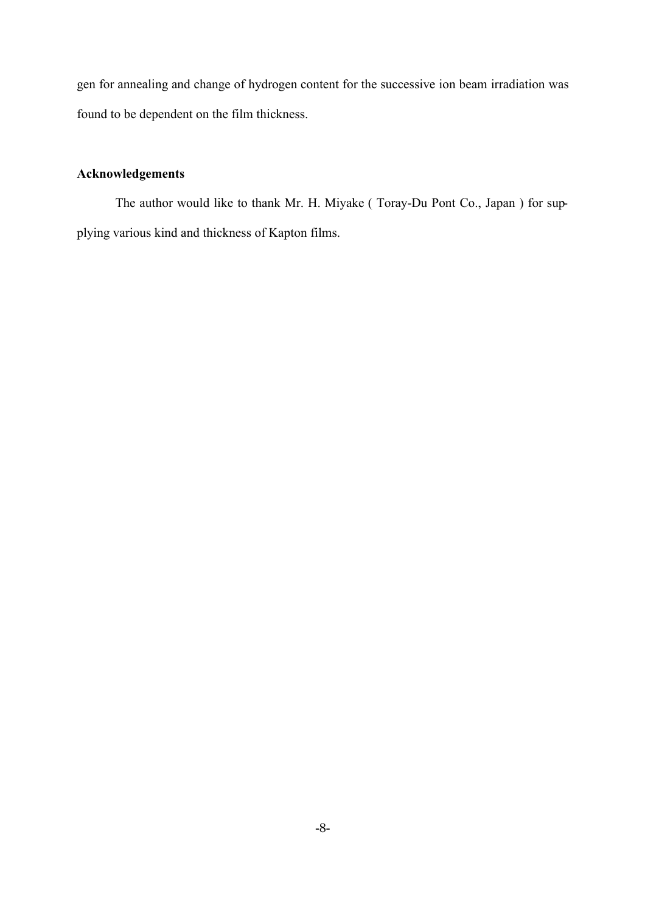gen for annealing and change of hydrogen content for the successive ion beam irradiation was found to be dependent on the film thickness.

### Acknowledgements

The author would like to thank Mr. H. Miyake ( Toray-Du Pont Co., Japan ) for supplying various kind and thickness of Kapton films.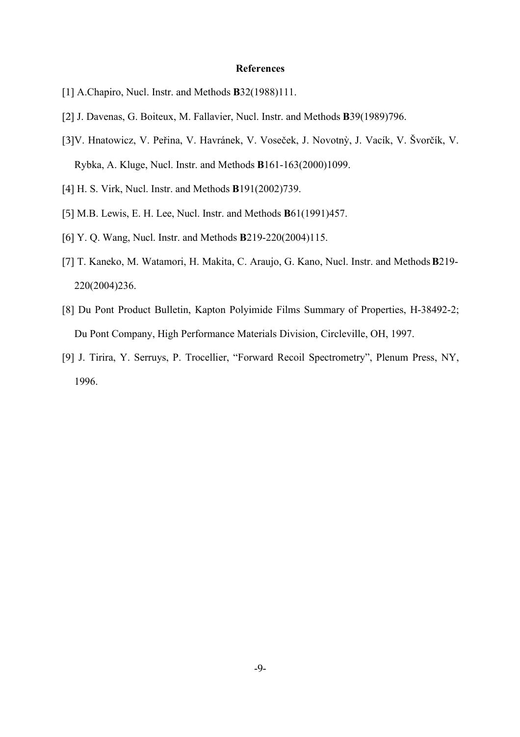## References

[1] A.Chapiro, Nucl. Instr. and Methods **B**32(1988)111.

[2] J. Davenas, G. Boiteux, M. Fallavier, Nucl. Instr. and Methods **B**39(1989)796.

[3]V. Hnatowicz, V. Peřina, V. Havránek, V. Voseček, J. Novotnỳ, J. Vacík, V. Švorčík, V. Rybka, A. Kluge, Nucl. Instr. and Methods **B**161-163(2000)1099.

[4] H. S. Virk, Nucl. Instr. and Methods **B**191(2002)739.

[5] M.B. Lewis, E. H. Lee, Nucl. Instr. and Methods **B**61(1991)457.

[6] Y. Q. Wang, Nucl. Instr. and Methods **B**219-220(2004)115.

[7] T. Kaneko, M. Watamori, H. Makita, C. Araujo, G. Kano, Nucl. Instr. and Methods **B**219-220(2004)236.

[8] Du Pont Product Bulletin, Kapton Polyimide Films Summary of Properties, H-38492-2; Du Pont Company, High Performance Materials Division, Circleville, OH, 1997.

[9] J. Tirira, Y. Serruys, P. Trocellier, "Forward Recoil Spectrometry", Plenum Press, NY, 1996.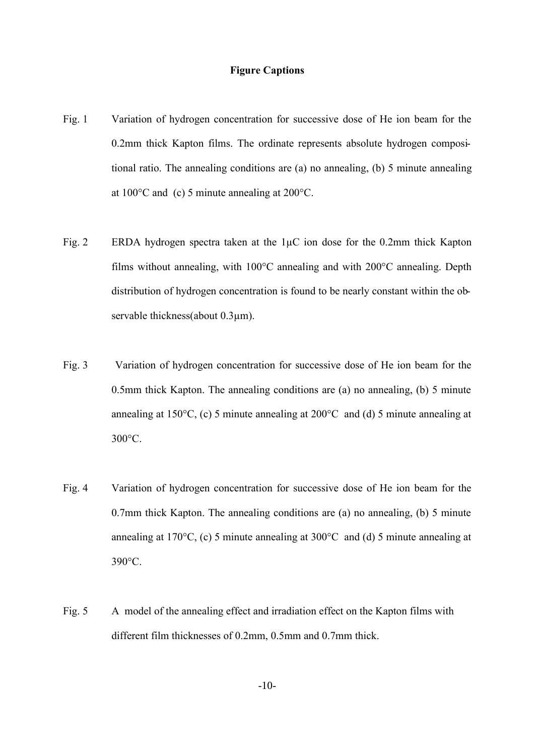## Figure Captions

Fig. 1 Variation of hydrogen concentration for successive dose of He ion beam for the 0.2mm thick Kapton films. The ordinate represents absolute hydrogen compositional ratio. The annealing conditions are (a) no annealing, (b) 5 minute annealing at 100°C and (c) 5 minute annealing at 200°C.

Fig. 2 ERDA hydrogen spectra taken at the 1μC ion dose for the 0.2mm thick Kapton films without annealing, with 100°C annealing and with 200°C annealing. Depth distribution of hydrogen concentration is found to be nearly constant within the observable thickness(about 0.3μm).

Fig. 3 Variation of hydrogen concentration for successive dose of He ion beam for the 0.5mm thick Kapton. The annealing conditions are (a) no annealing, (b) 5 minute annealing at 150°C, (c) 5 minute annealing at 200°C and (d) 5 minute annealing at 300°C.

Fig. 4 Variation of hydrogen concentration for successive dose of He ion beam for the 0.7mm thick Kapton. The annealing conditions are (a) no annealing, (b) 5 minute annealing at 170°C, (c) 5 minute annealing at 300°C and (d) 5 minute annealing at 390°C.

Fig. 5 A model of the annealing effect and irradiation effect on the Kapton films with different film thicknesses of 0.2mm, 0.5mm and 0.7mm thick.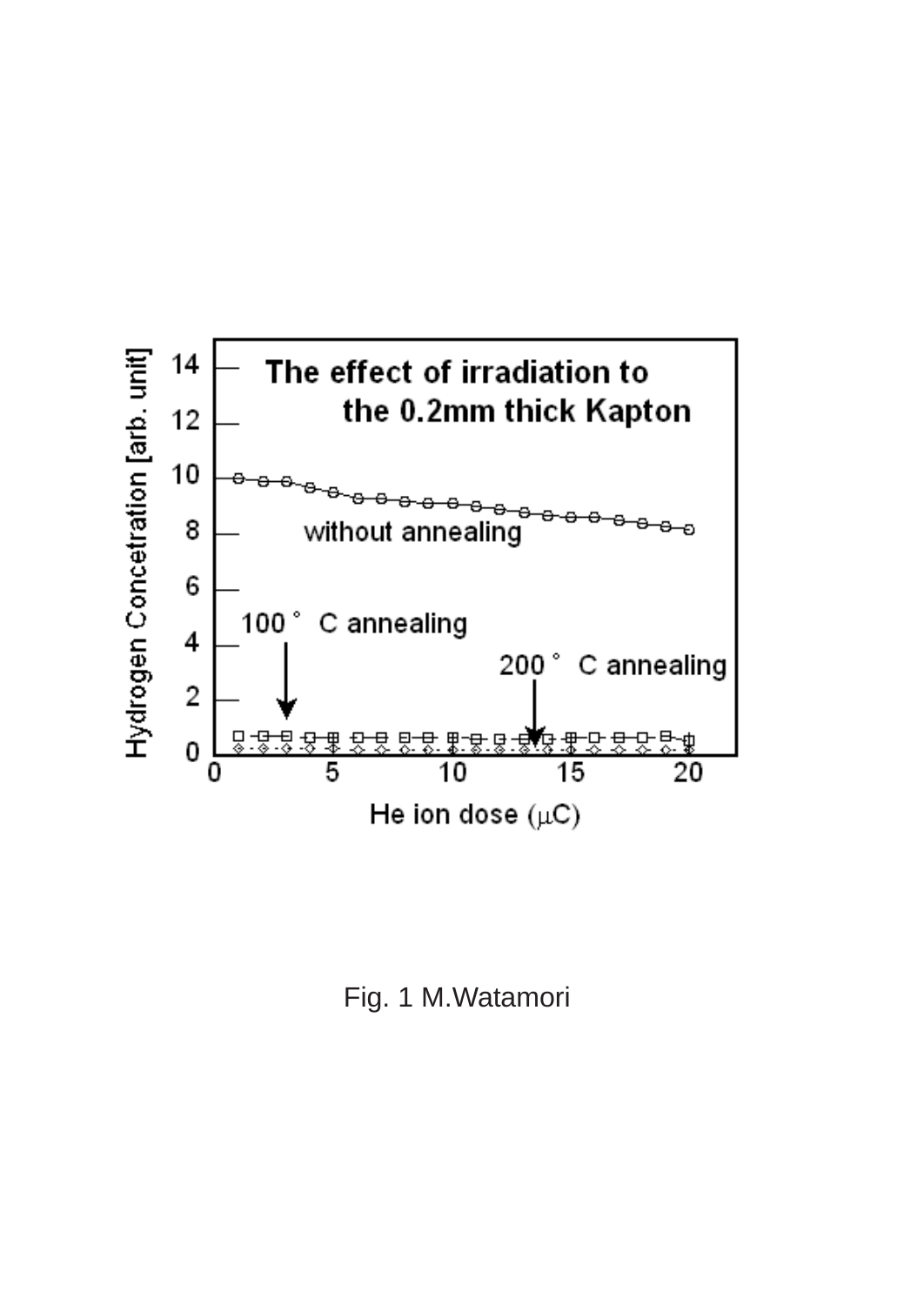The effect of irradiation to the 0.2mm thick Kapton

Hydrogen Concetration [arb. unit]

14
12
10
8
6
4
2
0

without annealing

100 ° C annealing

200 ° C annealing

0
5
10
15
20

He ion dose (μC)

Fig. 1 M.Watamori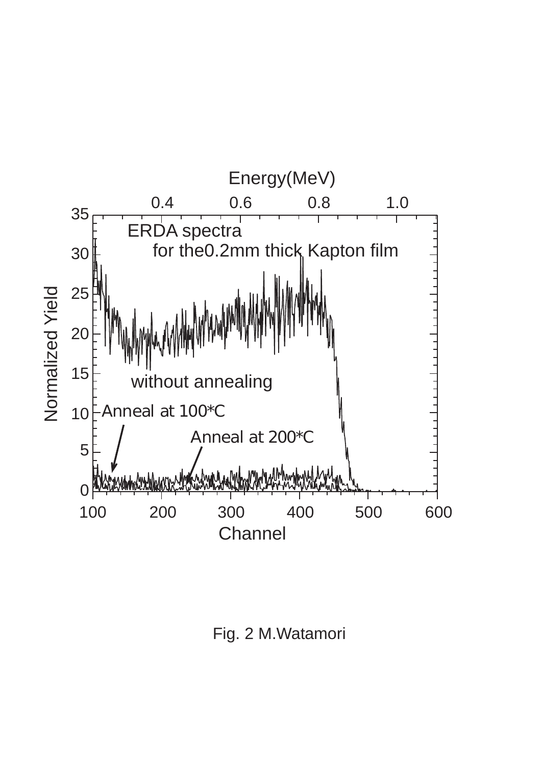Energy(MeV)

0.4 0.6 0.8 1.0

35

30

25

20

15

10

5

0

Normalized Yield

ERDA spectra
for the0.2mm thick Kapton film

without annealing

Anneal at 100*C

Anneal at 200*C

100 200 300 400 500 600

Channel

Fig. 2 M.Watamori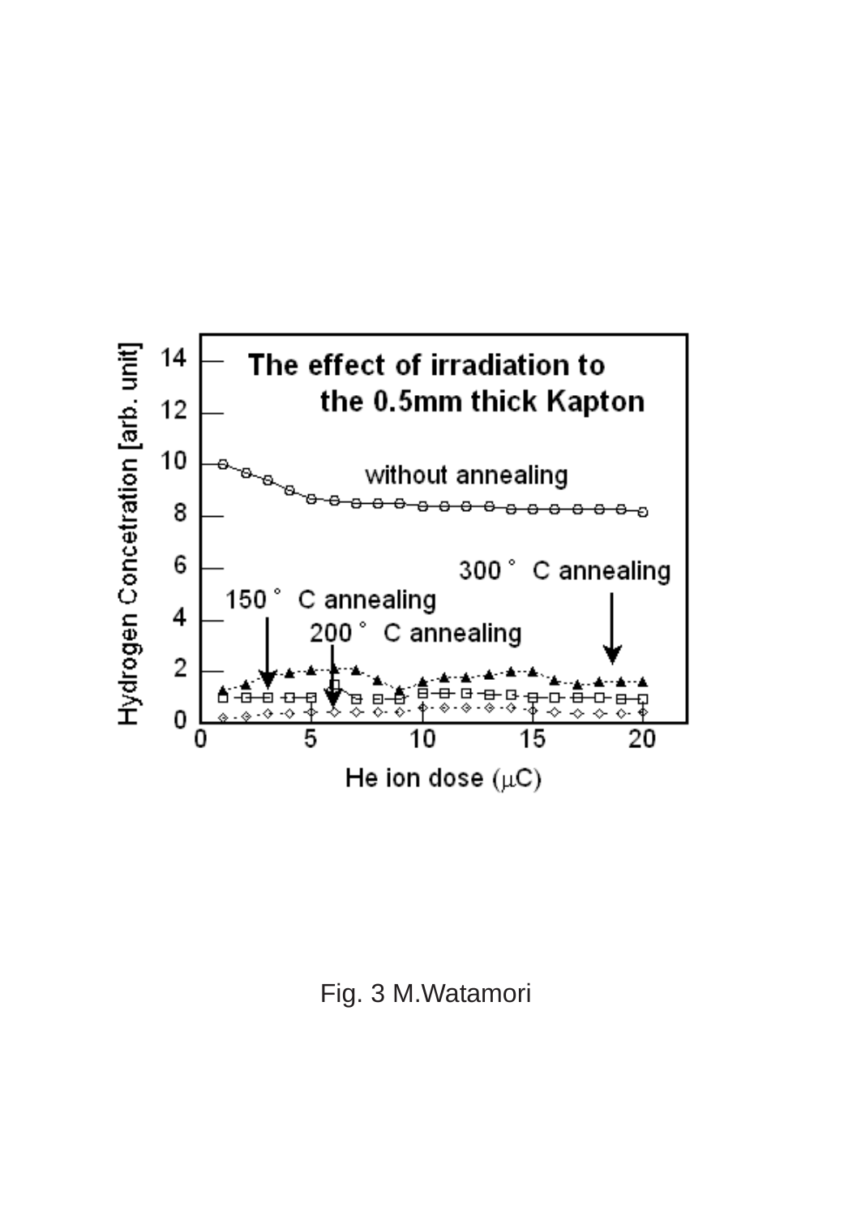The effect of irradiation to the 0.5mm thick Kapton

Hydrogen Concetration [arb. unit]

14
12
10
8
6
4
2
0

without annealing

300 ° C annealing

150 ° C annealing

200 ° C annealing

0
5
10
15
20

He ion dose ($\mu$C)

Fig. 3 M.Watamori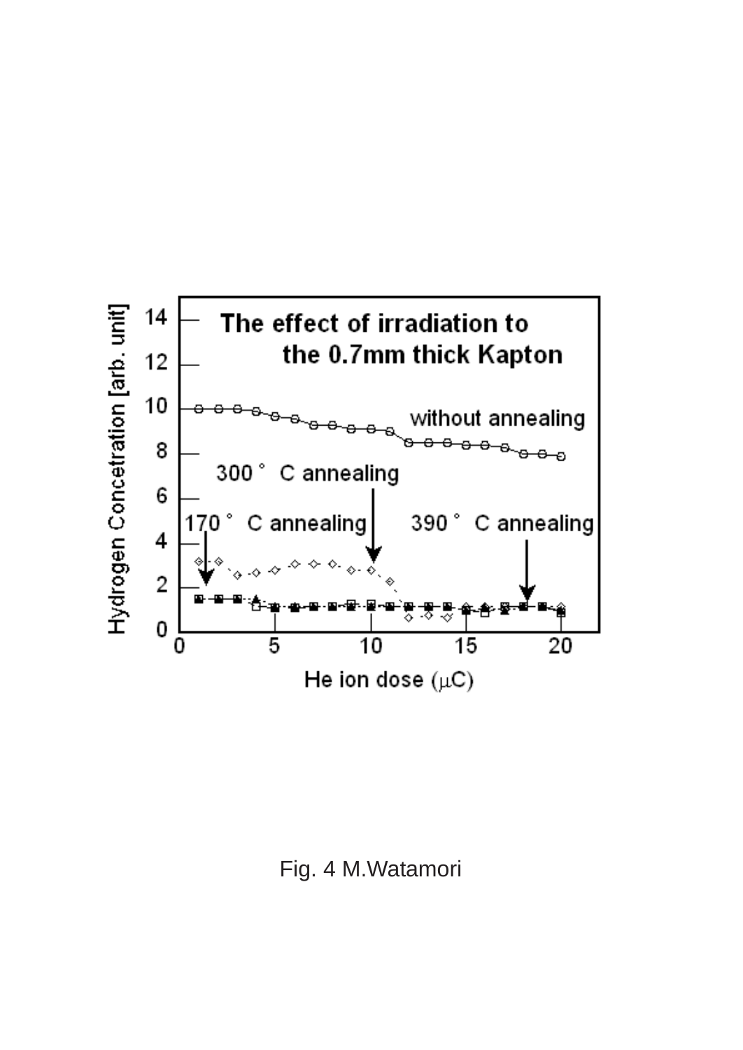The effect of irradiation to the 0.7mm thick Kapton

Hydrogen Concetration [arb. unit]

14
12
10
8
6
4
2
0

without annealing

300 ° C annealing

170 ° C annealing

390 ° C annealing

0
5
10
15
20

He ion dose (μC)

Fig. 4 M.Watamori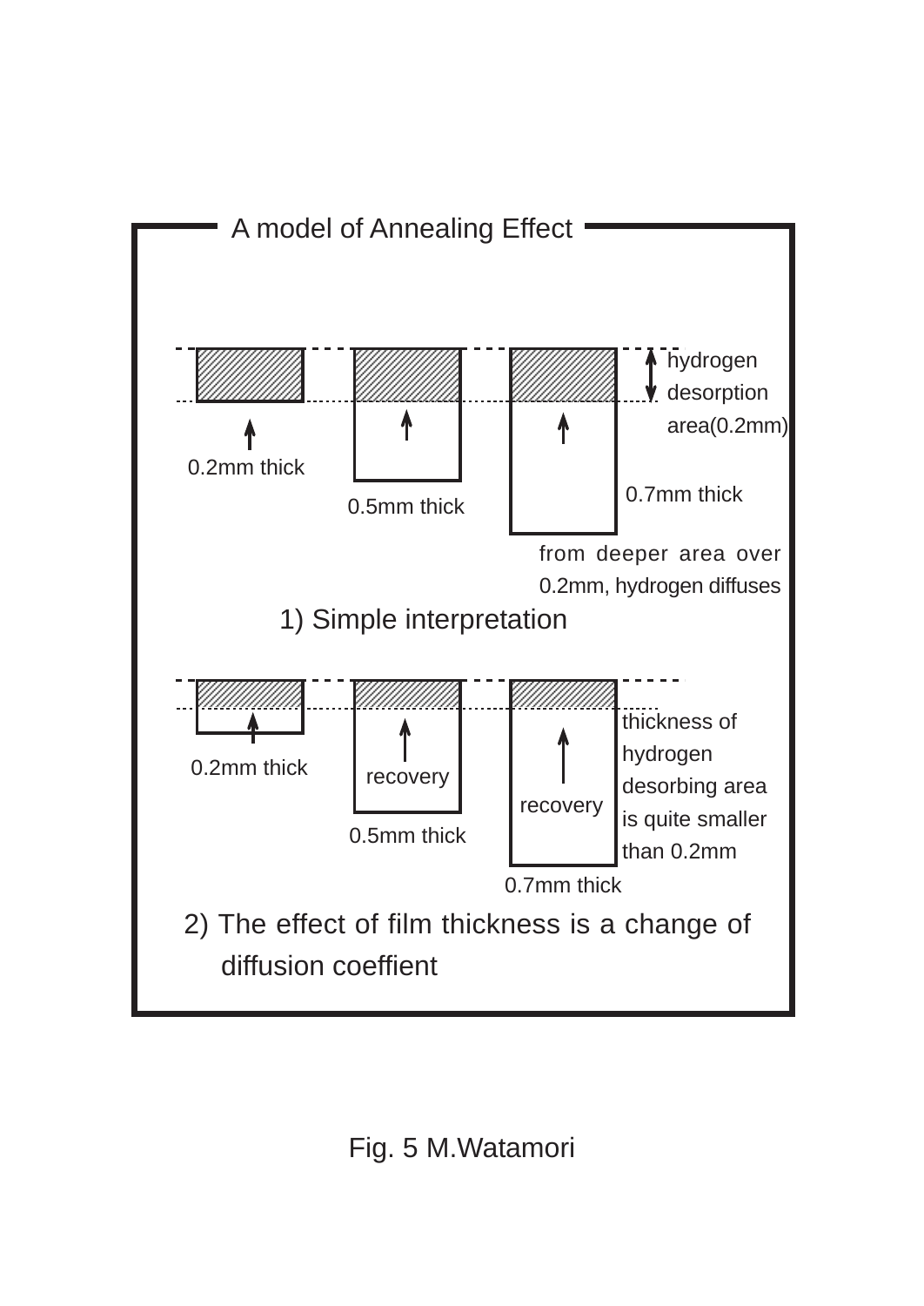A model of Annealing Effect

hydrogen desorption area(0.2mm)

0.2mm thick

0.5mm thick

0.7mm thick

from deeper area over 0.2mm, hydrogen diffuses

1) Simple interpretation

0.2mm thick

recovery

0.5mm thick

recovery

0.7mm thick

thickness of hydrogen desorbing area is quite smaller than 0.2mm

2) The effect of film thickness is a change of diffusion coeffient

Fig. 5 M.Watamori